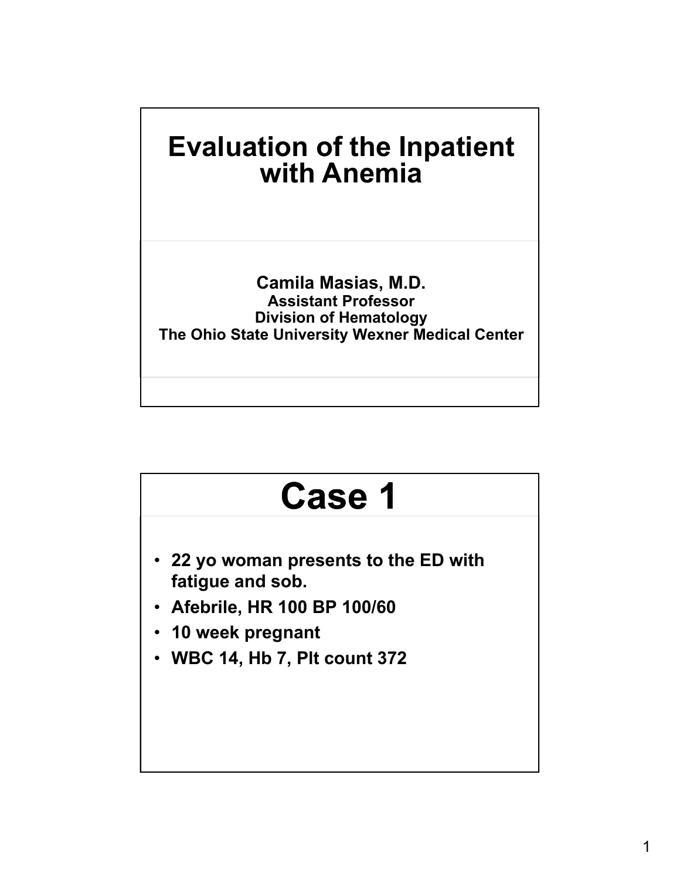# Evaluation of the Inpatient with Anemia

**Camila Masias, M.D.**
**Assistant Professor**
**Division of Hematology**
**The Ohio State University Wexner Medical Center**

# Case 1

- **22 yo woman presents to the ED with fatigue and sob.**
- **Afebrile, HR 100 BP 100/60**
- **10 week pregnant**
- **WBC 14, Hb 7, Plt count 372**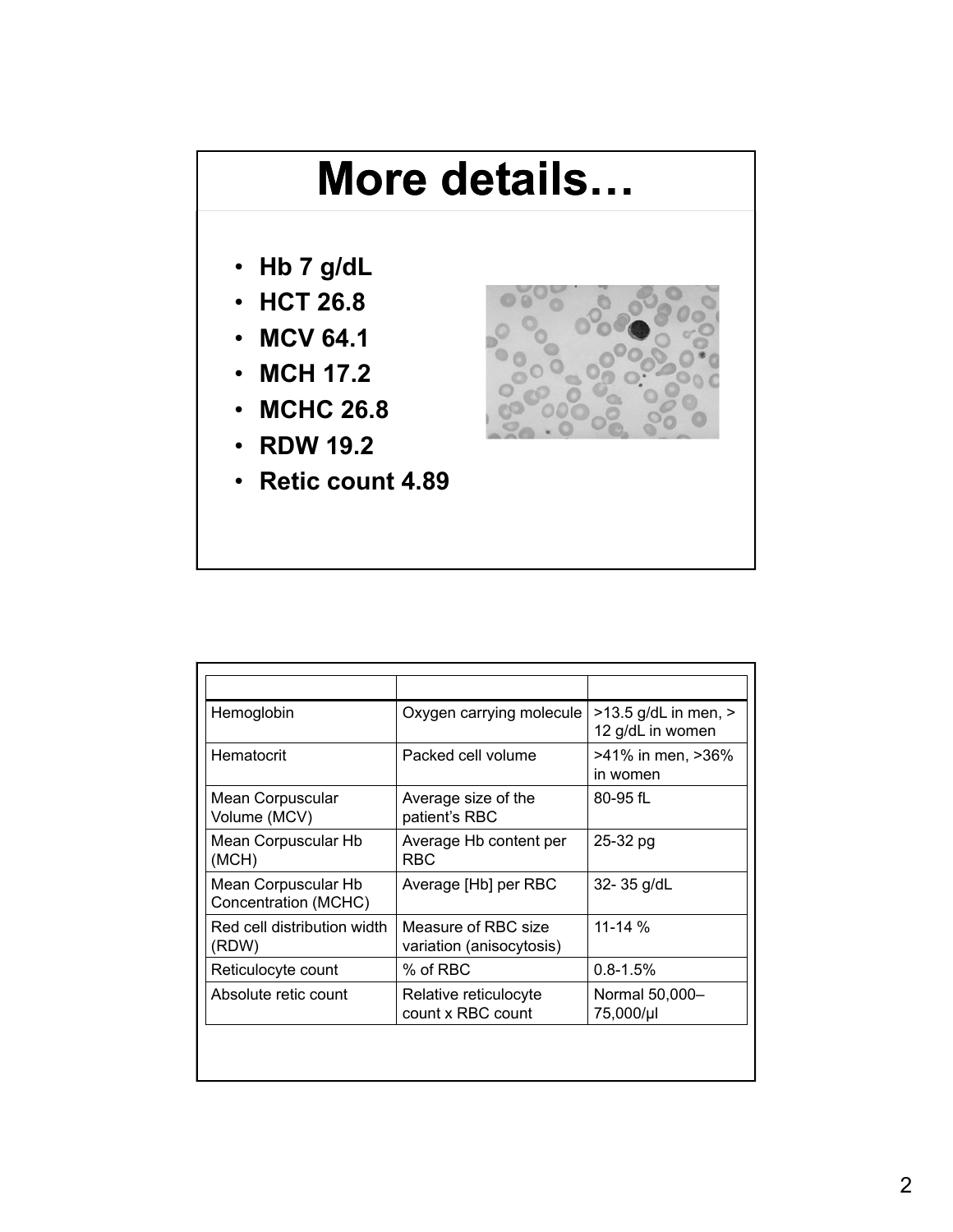# More details…

- **Hb 7 g/dL**
- **HCT 26.8**
- **MCV 64.1**
- **MCH 17.2**
- **MCHC 26.8**
- **RDW 19.2**
- **Retic count 4.89**

| | | |
|---|---|---|
| Hemoglobin | Oxygen carrying molecule | >13.5 g/dL in men, > 12 g/dL in women |
| Hematocrit | Packed cell volume | >41% in men, >36% in women |
| Mean Corpuscular Volume (MCV) | Average size of the patient's RBC | 80-95 fL |
| Mean Corpuscular Hb (MCH) | Average Hb content per RBC | 25-32 pg |
| Mean Corpuscular Hb Concentration (MCHC) | Average [Hb] per RBC | 32- 35 g/dL |
| Red cell distribution width (RDW) | Measure of RBC size variation (anisocytosis) | 11-14 % |
| Reticulocyte count | % of RBC | 0.8-1.5% |
| Absolute retic count | Relative reticulocyte count x RBC count | Normal 50,000–75,000/μl |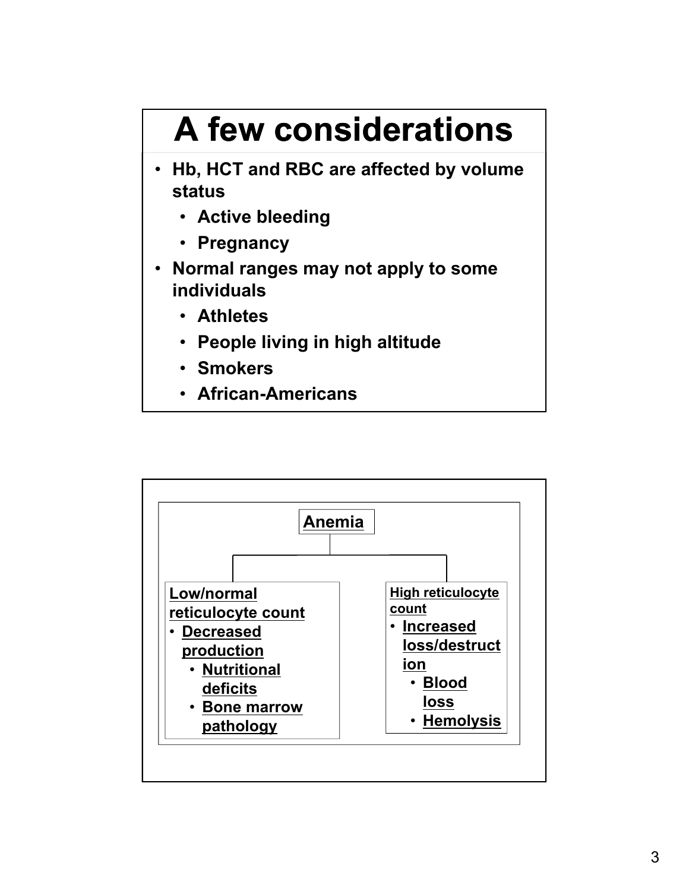# A few considerations

- Hb, HCT and RBC are affected by volume status
  - Active bleeding
  - Pregnancy
- Normal ranges may not apply to some individuals
  - Athletes
  - People living in high altitude
  - Smokers
  - African-Americans

**Anemia**

**Low/normal reticulocyte count**
- Decreased production
  - Nutritional deficits
  - Bone marrow pathology

**High reticulocyte count**
- Increased loss/destruction
  - Blood loss
  - Hemolysis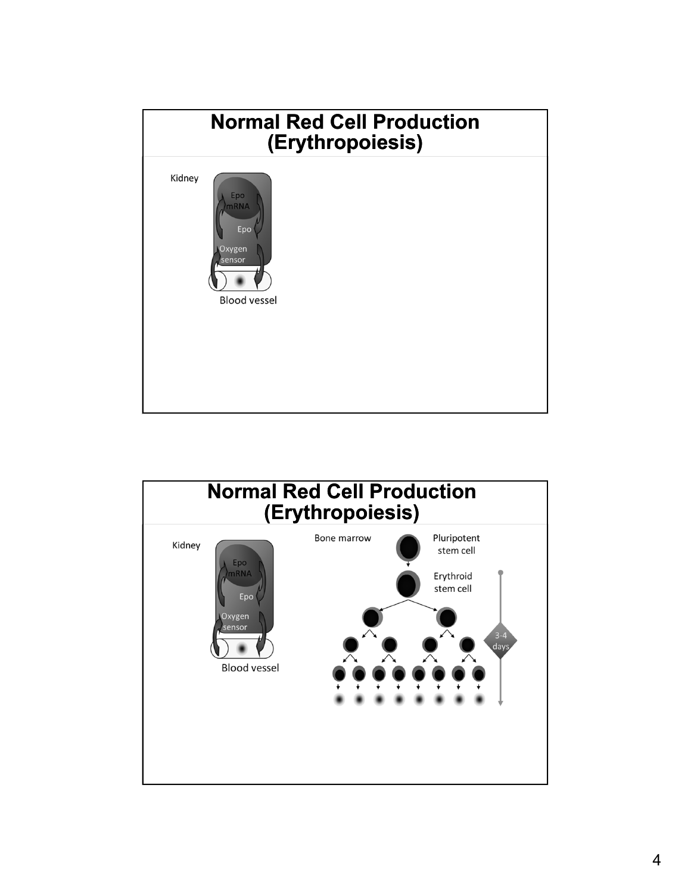# Normal Red Cell Production (Erythropoiesis)

Kidney

Epo mRNA

Epo

Oxygen sensor

Blood vessel

# Normal Red Cell Production (Erythropoiesis)

Kidney

Epo mRNA

Epo

Oxygen sensor

Blood vessel

Bone marrow

Pluripotent stem cell

Erythroid stem cell

3-4 days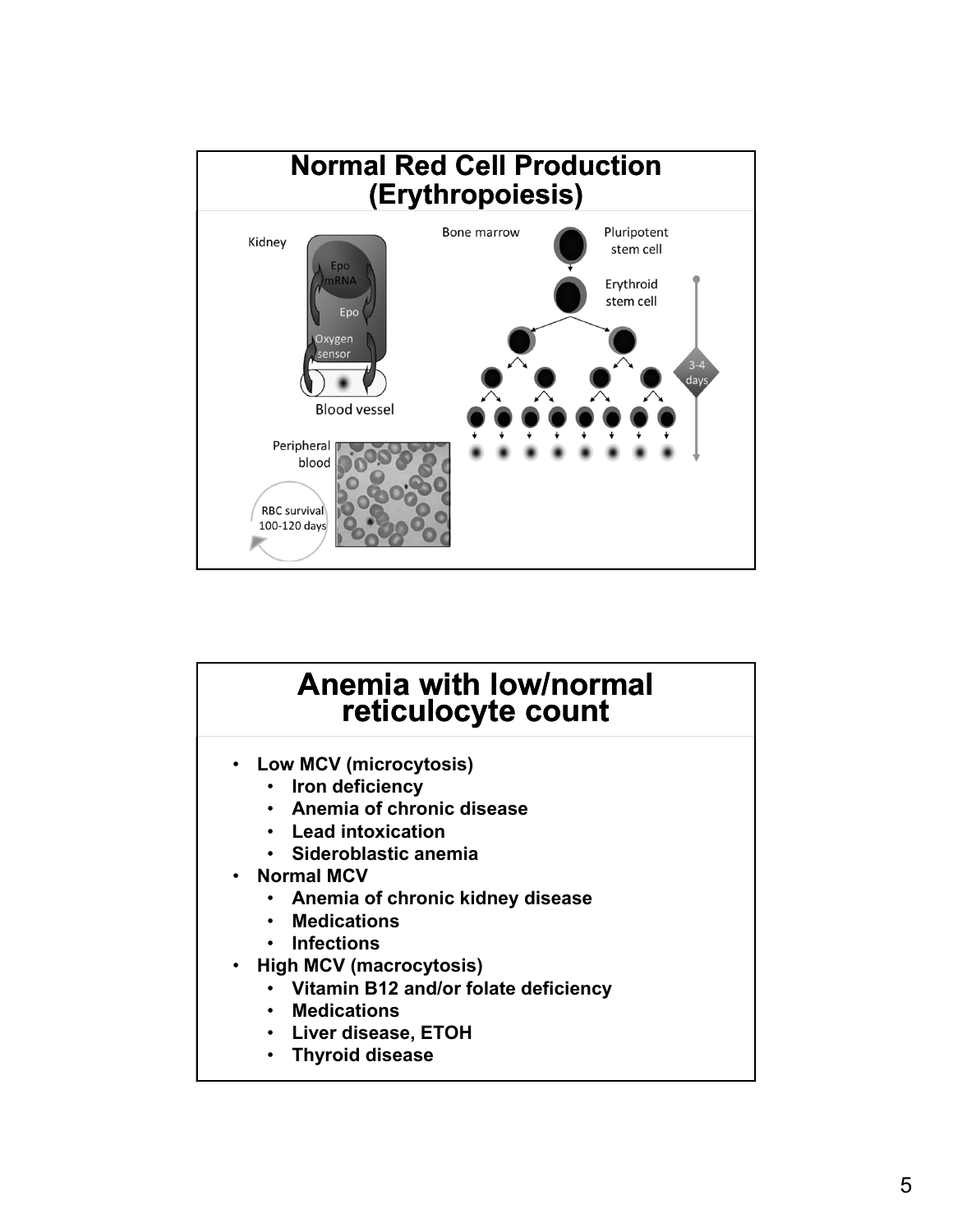## Normal Red Cell Production (Erythropoiesis)

Kidney

Epo mRNA

Epo

Oxygen sensor

Blood vessel

Bone marrow

Pluripotent stem cell

Erythroid stem cell

3-4 days

Peripheral blood

RBC survival 100-120 days

## Anemia with low/normal reticulocyte count

- **Low MCV (microcytosis)**
  - **Iron deficiency**
  - **Anemia of chronic disease**
  - **Lead intoxication**
  - **Sideroblastic anemia**
- **Normal MCV**
  - **Anemia of chronic kidney disease**
  - **Medications**
  - **Infections**
- **High MCV (macrocytosis)**
  - **Vitamin B12 and/or folate deficiency**
  - **Medications**
  - **Liver disease, ETOH**
  - **Thyroid disease**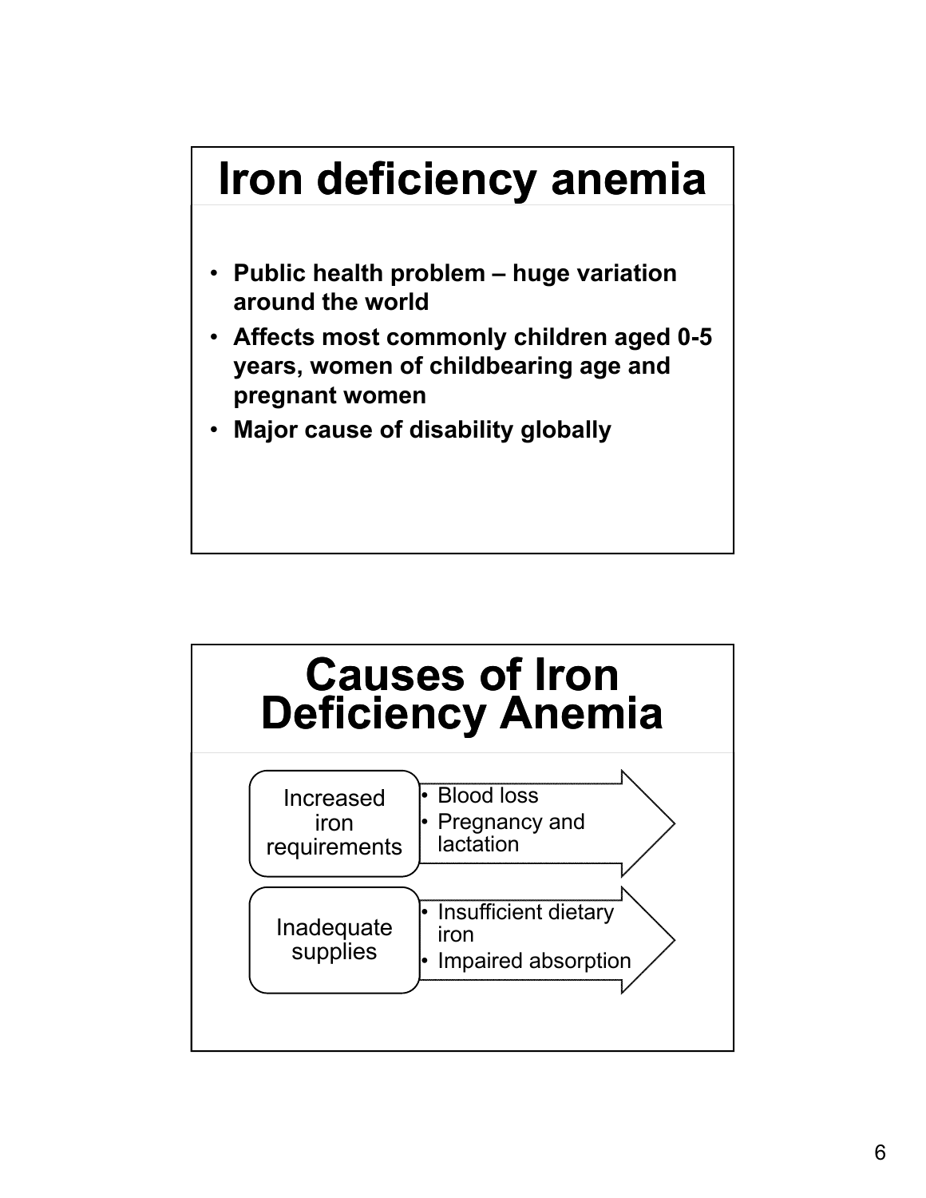# Iron deficiency anemia

- **Public health problem – huge variation around the world**
- **Affects most commonly children aged 0-5 years, women of childbearing age and pregnant women**
- **Major cause of disability globally**

# Causes of Iron Deficiency Anemia

- Increased iron requirements
  - Blood loss
  - Pregnancy and lactation
- Inadequate supplies
  - Insufficient dietary iron
  - Impaired absorption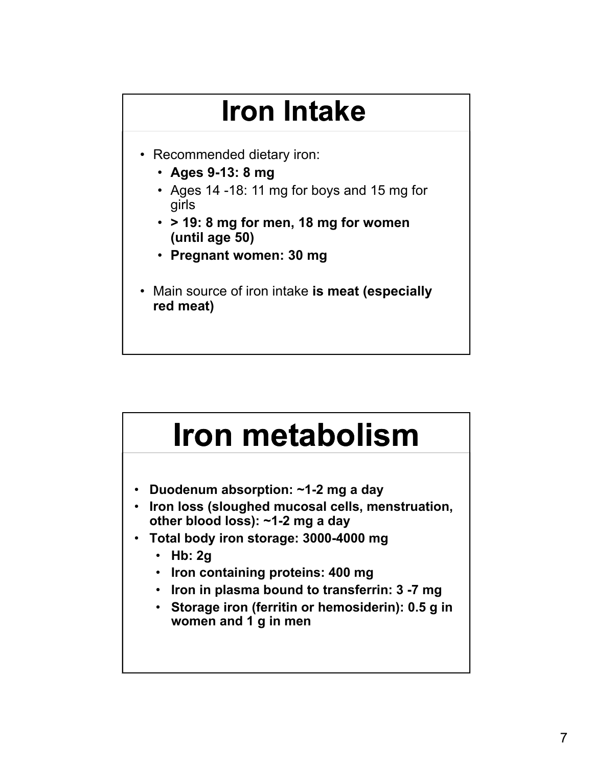# Iron Intake

- Recommended dietary iron:
  - **Ages 9-13: 8 mg**
  - Ages 14 -18: 11 mg for boys and 15 mg for girls
  - **> 19: 8 mg for men, 18 mg for women (until age 50)**
  - **Pregnant women: 30 mg**
- Main source of iron intake **is meat (especially red meat)**

# Iron metabolism

- **Duodenum absorption: ~1-2 mg a day**
- **Iron loss (sloughed mucosal cells, menstruation, other blood loss): ~1-2 mg a day**
- **Total body iron storage: 3000-4000 mg**
  - **Hb: 2g**
  - **Iron containing proteins: 400 mg**
  - **Iron in plasma bound to transferrin: 3 -7 mg**
  - **Storage iron (ferritin or hemosiderin): 0.5 g in women and 1 g in men**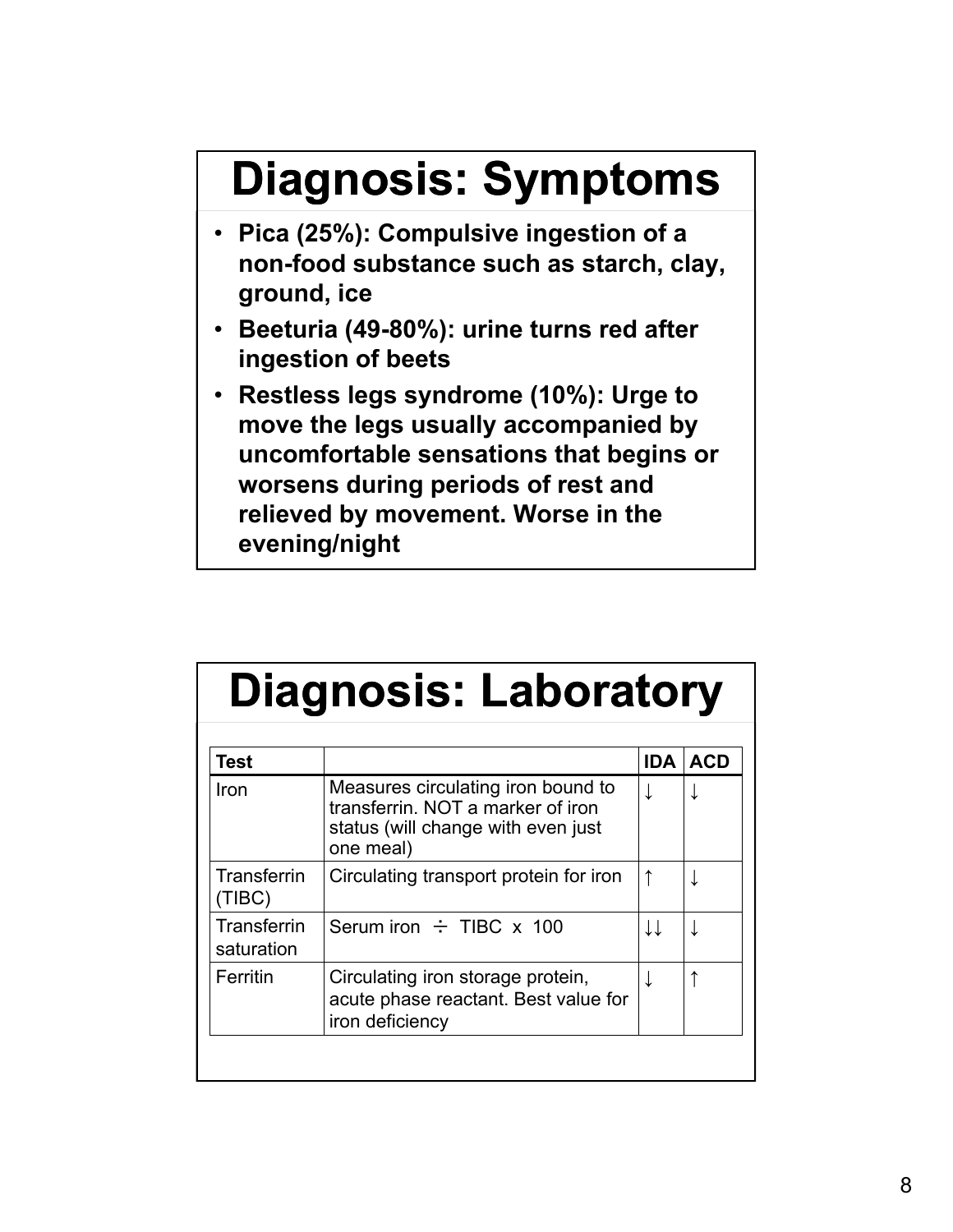# Diagnosis: Symptoms

- **Pica (25%): Compulsive ingestion of a non-food substance such as starch, clay, ground, ice**
- **Beeturia (49-80%): urine turns red after ingestion of beets**
- **Restless legs syndrome (10%): Urge to move the legs usually accompanied by uncomfortable sensations that begins or worsens during periods of rest and relieved by movement. Worse in the evening/night**

# Diagnosis: Laboratory

| Test | | IDA | ACD |
|---|---|---|---|
| Iron | Measures circulating iron bound to transferrin. NOT a marker of iron status (will change with even just one meal) | ↓ | ↓ |
| Transferrin (TIBC) | Circulating transport protein for iron | ↑ | ↓ |
| Transferrin saturation | Serum iron ÷ TIBC x 100 | ↓↓ | ↓ |
| Ferritin | Circulating iron storage protein, acute phase reactant. Best value for iron deficiency | ↓ | ↑ |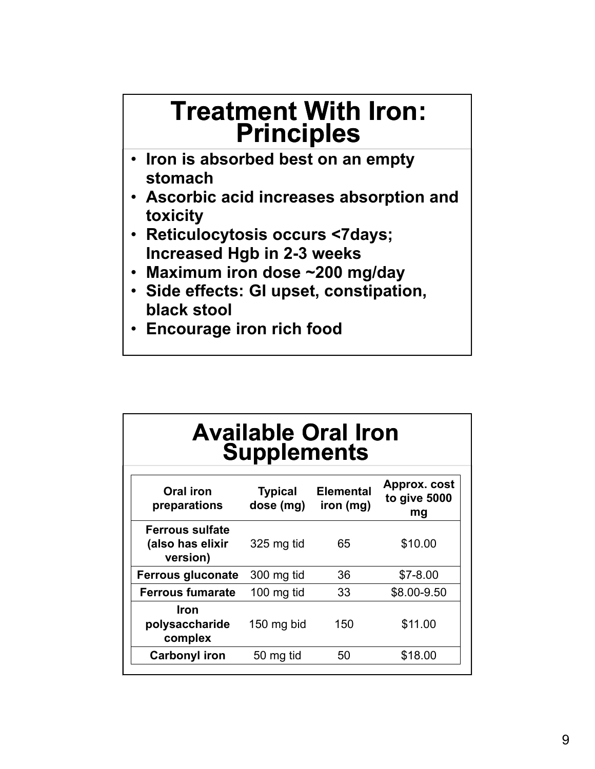# Treatment With Iron: Principles

- Iron is absorbed best on an empty stomach
- Ascorbic acid increases absorption and toxicity
- Reticulocytosis occurs <7days; Increased Hgb in 2-3 weeks
- Maximum iron dose ~200 mg/day
- Side effects: GI upset, constipation, black stool
- Encourage iron rich food

# Available Oral Iron Supplements

| Oral iron preparations | Typical dose (mg) | Elemental iron (mg) | Approx. cost to give 5000 mg |
|---|---|---|---|
| **Ferrous sulfate (also has elixir version)** | 325 mg tid | 65 | $10.00 |
| **Ferrous gluconate** | 300 mg tid | 36 | $7-8.00 |
| **Ferrous fumarate** | 100 mg tid | 33 | $8.00-9.50 |
| **Iron polysaccharide complex** | 150 mg bid | 150 | $11.00 |
| **Carbonyl iron** | 50 mg tid | 50 | $18.00 |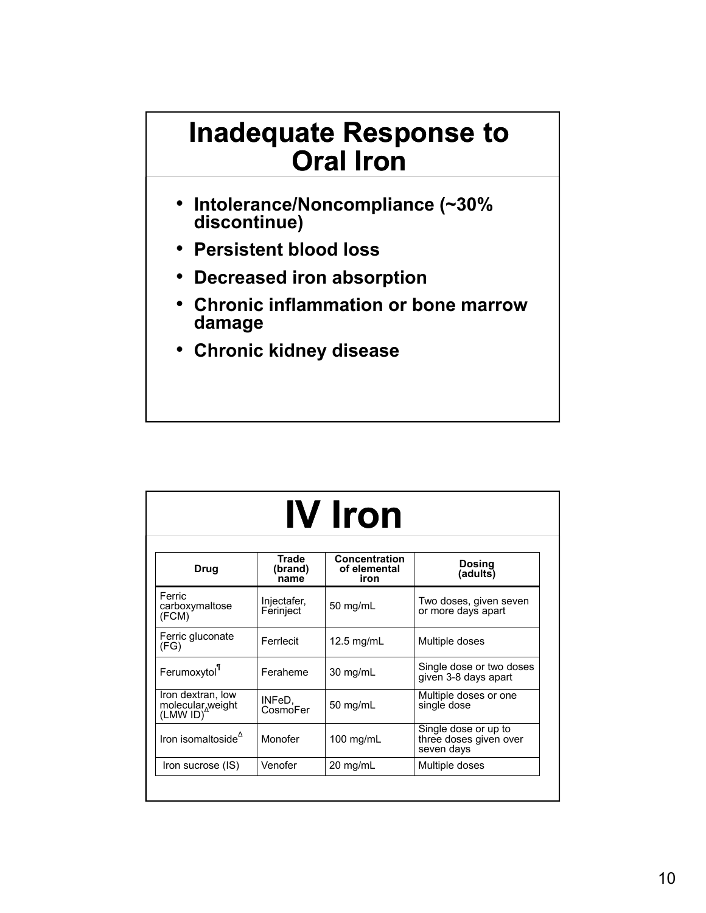# Inadequate Response to Oral Iron

- **Intolerance/Noncompliance (~30% discontinue)**
- **Persistent blood loss**
- **Decreased iron absorption**
- **Chronic inflammation or bone marrow damage**
- **Chronic kidney disease**

# IV Iron

| Drug | Trade (brand) name | Concentration of elemental iron | Dosing (adults) |
|---|---|---|---|
| Ferric carboxymaltose (FCM) | Injectafer, Ferinject | 50 mg/mL | Two doses, given seven or more days apart |
| Ferric gluconate (FG) | Ferrlecit | 12.5 mg/mL | Multiple doses |
| Ferumoxytol¶ | Feraheme | 30 mg/mL | Single dose or two doses given 3-8 days apart |
| Iron dextran, low molecular weight (LMW ID)Δ | INFeD, CosmoFer | 50 mg/mL | Multiple doses or one single dose |
| Iron isomaltosideΔ | Monofer | 100 mg/mL | Single dose or up to three doses given over seven days |
| Iron sucrose (IS) | Venofer | 20 mg/mL | Multiple doses |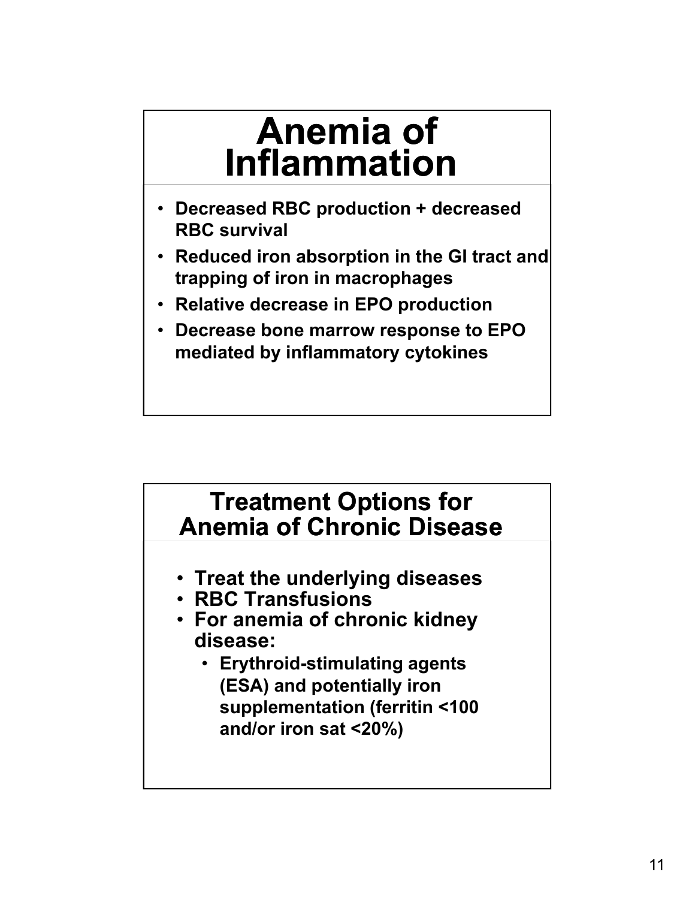## Anemia of Inflammation

- Decreased RBC production + decreased RBC survival
- Reduced iron absorption in the GI tract and trapping of iron in macrophages
- Relative decrease in EPO production
- Decrease bone marrow response to EPO mediated by inflammatory cytokines

## Treatment Options for Anemia of Chronic Disease

- Treat the underlying diseases
- RBC Transfusions
- For anemia of chronic kidney disease:
  - Erythroid-stimulating agents (ESA) and potentially iron supplementation (ferritin <100 and/or iron sat <20%)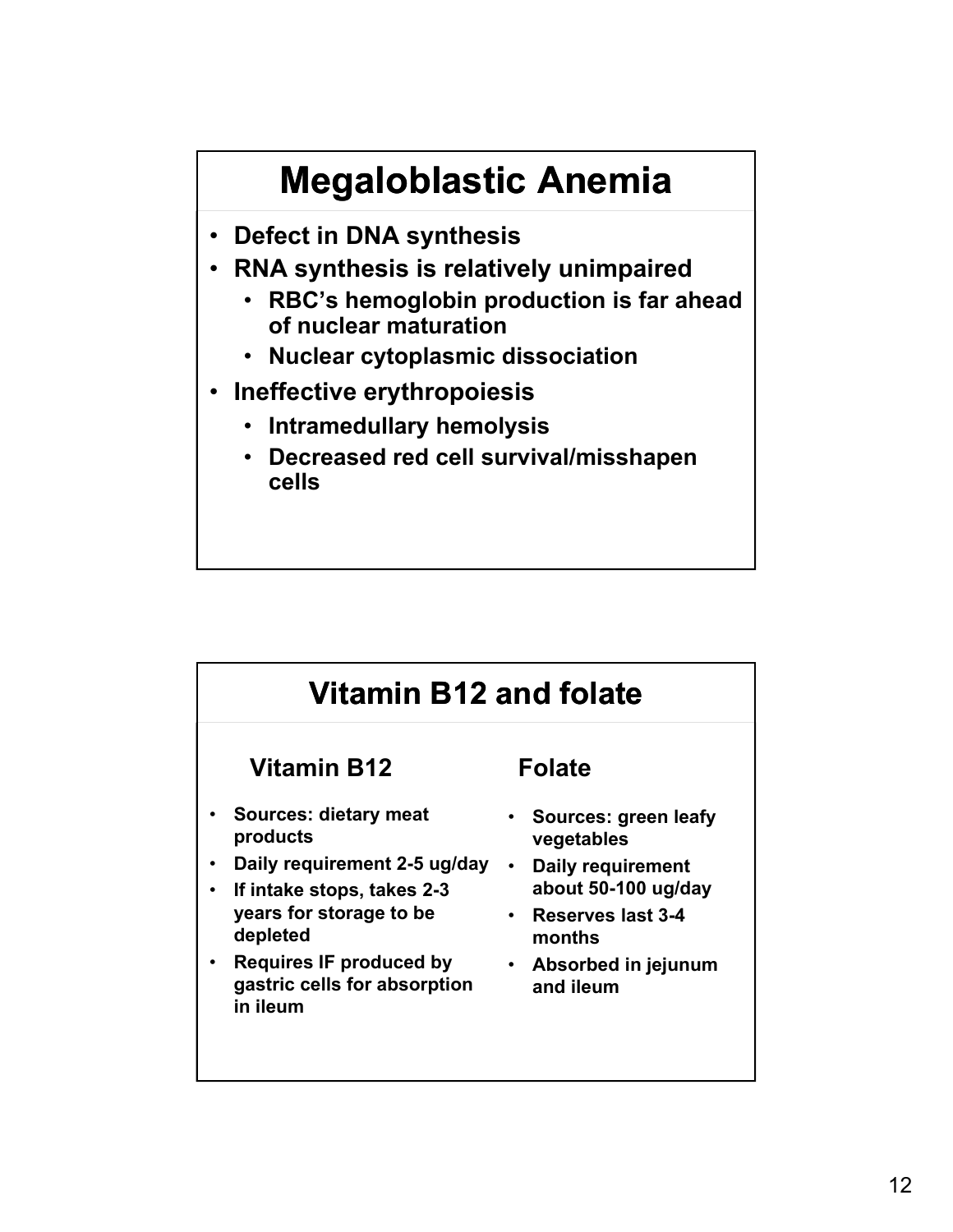# Megaloblastic Anemia

- Defect in DNA synthesis
- RNA synthesis is relatively unimpaired
  - RBC's hemoglobin production is far ahead of nuclear maturation
  - Nuclear cytoplasmic dissociation
- Ineffective erythropoiesis
  - Intramedullary hemolysis
  - Decreased red cell survival/misshapen cells

# Vitamin B12 and folate

## Vitamin B12

- Sources: dietary meat products
- Daily requirement 2-5 ug/day
- If intake stops, takes 2-3 years for storage to be depleted
- Requires IF produced by gastric cells for absorption in ileum

## Folate

- Sources: green leafy vegetables
- Daily requirement about 50-100 ug/day
- Reserves last 3-4 months
- Absorbed in jejunum and ileum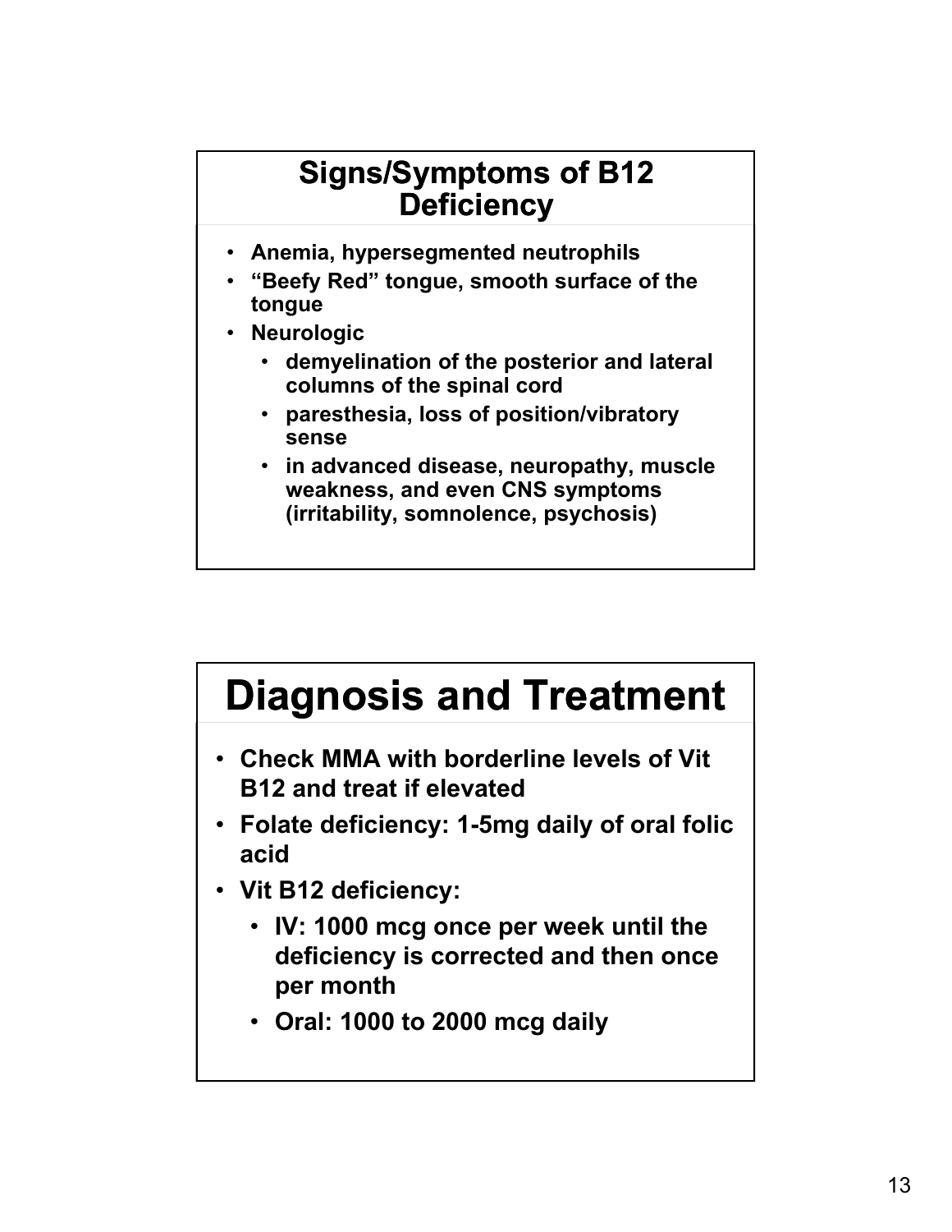## Signs/Symptoms of B12 Deficiency

- Anemia, hypersegmented neutrophils
- "Beefy Red" tongue, smooth surface of the tongue
- Neurologic
  - demyelination of the posterior and lateral columns of the spinal cord
  - paresthesia, loss of position/vibratory sense
  - in advanced disease, neuropathy, muscle weakness, and even CNS symptoms (irritability, somnolence, psychosis)

# Diagnosis and Treatment

- Check MMA with borderline levels of Vit B12 and treat if elevated
- Folate deficiency: 1-5mg daily of oral folic acid
- Vit B12 deficiency:
  - IV: 1000 mcg once per week until the deficiency is corrected and then once per month
  - Oral: 1000 to 2000 mcg daily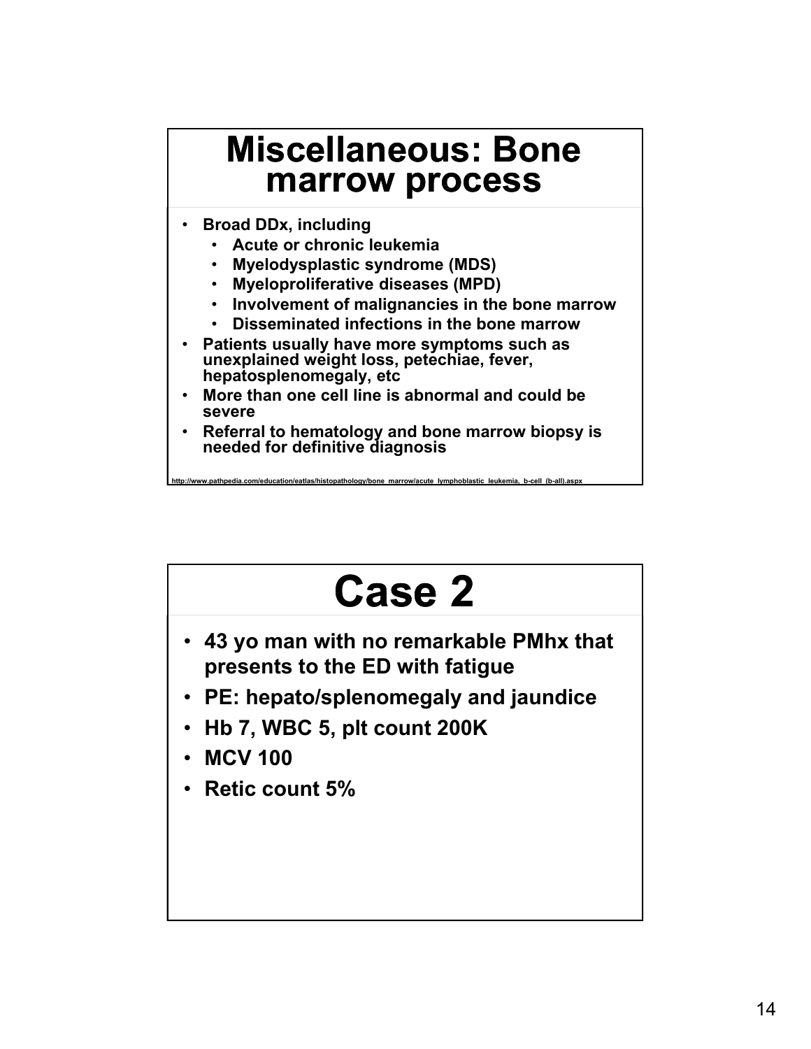# Miscellaneous: Bone marrow process

- Broad DDx, including
  - Acute or chronic leukemia
  - Myelodysplastic syndrome (MDS)
  - Myeloproliferative diseases (MPD)
  - Involvement of malignancies in the bone marrow
  - Disseminated infections in the bone marrow
- Patients usually have more symptoms such as unexplained weight loss, petechiae, fever, hepatosplenomegaly, etc
- More than one cell line is abnormal and could be severe
- Referral to hematology and bone marrow biopsy is needed for definitive diagnosis

http://www.pathpedia.com/education/eatlas/histopathology/bone_marrow/acute_lymphoblastic_leukemia,_b-cell_(b-all).aspx

# Case 2

- 43 yo man with no remarkable PMhx that presents to the ED with fatigue
- PE: hepato/splenomegaly and jaundice
- Hb 7, WBC 5, plt count 200K
- MCV 100
- Retic count 5%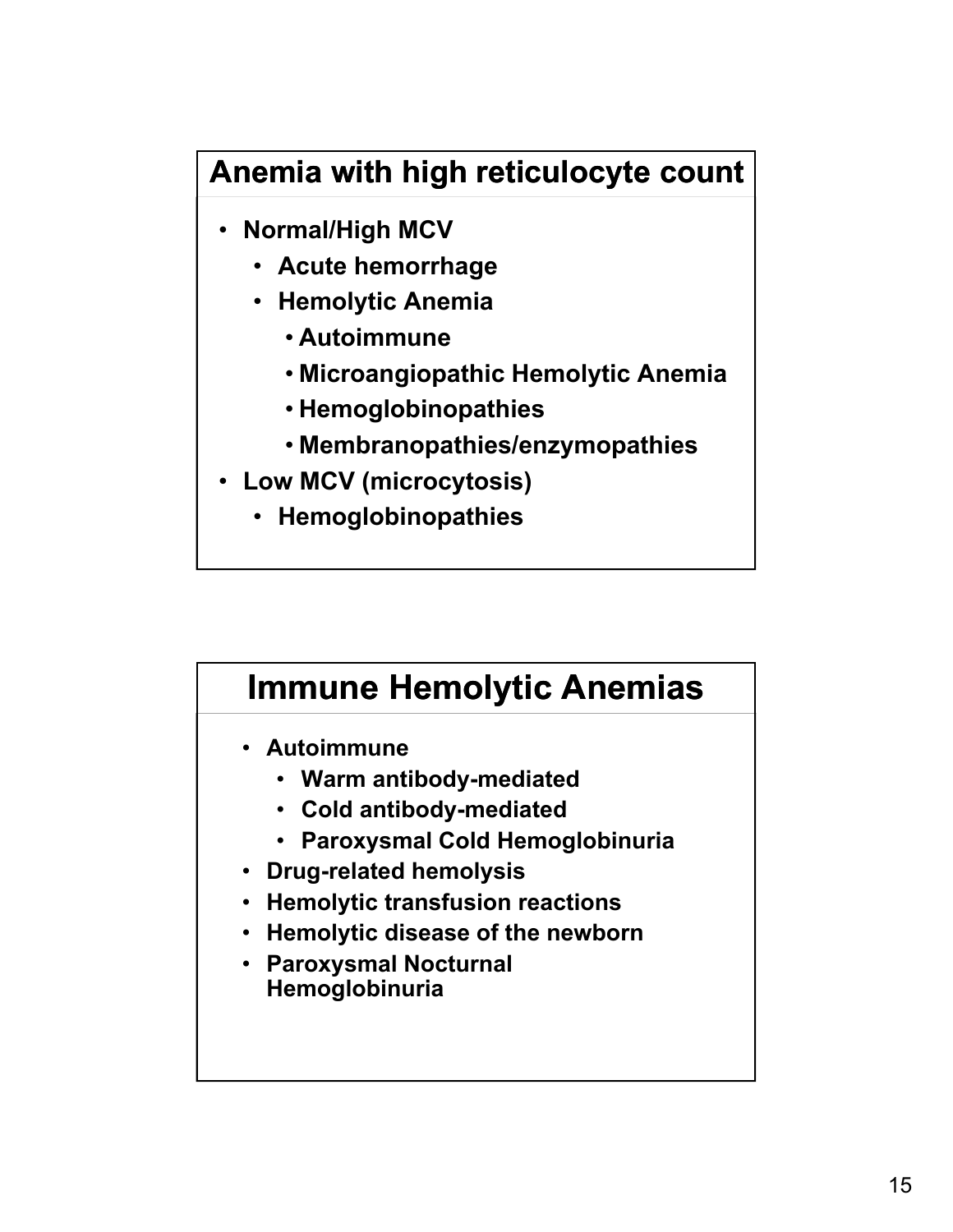## Anemia with high reticulocyte count

- Normal/High MCV
  - Acute hemorrhage
  - Hemolytic Anemia
    - Autoimmune
    - Microangiopathic Hemolytic Anemia
    - Hemoglobinopathies
    - Membranopathies/enzymopathies
- Low MCV (microcytosis)
  - Hemoglobinopathies

## Immune Hemolytic Anemias

- Autoimmune
  - Warm antibody-mediated
  - Cold antibody-mediated
  - Paroxysmal Cold Hemoglobinuria
- Drug-related hemolysis
- Hemolytic transfusion reactions
- Hemolytic disease of the newborn
- Paroxysmal Nocturnal Hemoglobinuria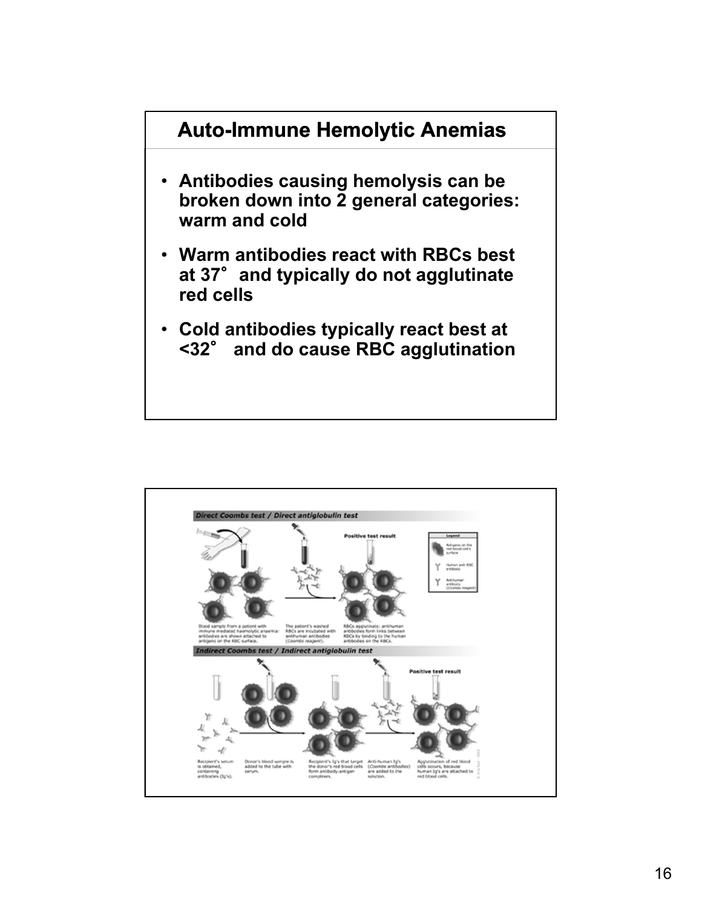## Auto-Immune Hemolytic Anemias

- Antibodies causing hemolysis can be broken down into 2 general categories: warm and cold
- Warm antibodies react with RBCs best at 37° and typically do not agglutinate red cells
- Cold antibodies typically react best at <32° and do cause RBC agglutination

**Direct Coombs test / Direct antiglobulin test**

Blood sample from a patient with immune mediated haemolytic anaemia: antibodies are shown attached to antigens on the RBC surface.

The patient's washed RBCs are incubated with antihuman antibodies (Coombs reagent).

Positive test result

RBCs agglutinate: antihuman antibodies form links between RBCs by binding to the human antibodies on the RBCs.

Legend: Antigens on the red blood cell's surface; Human anti-RBC antibody; Antihuman antibody (Coombs reagent)

**Indirect Coombs test / Indirect antiglobulin test**

Recipient's serum is obtained, containing antibodies (Ig's).

Donor's blood sample is added to the tube with serum.

Recipient's Ig's that target the donor's red blood cells form antibody-antigen complexes.

Anti-human Ig's (Coombs antibodies) are added to the solution.

Positive test result

Agglutination of red blood cells occurs, because human Ig's are attached to red blood cells.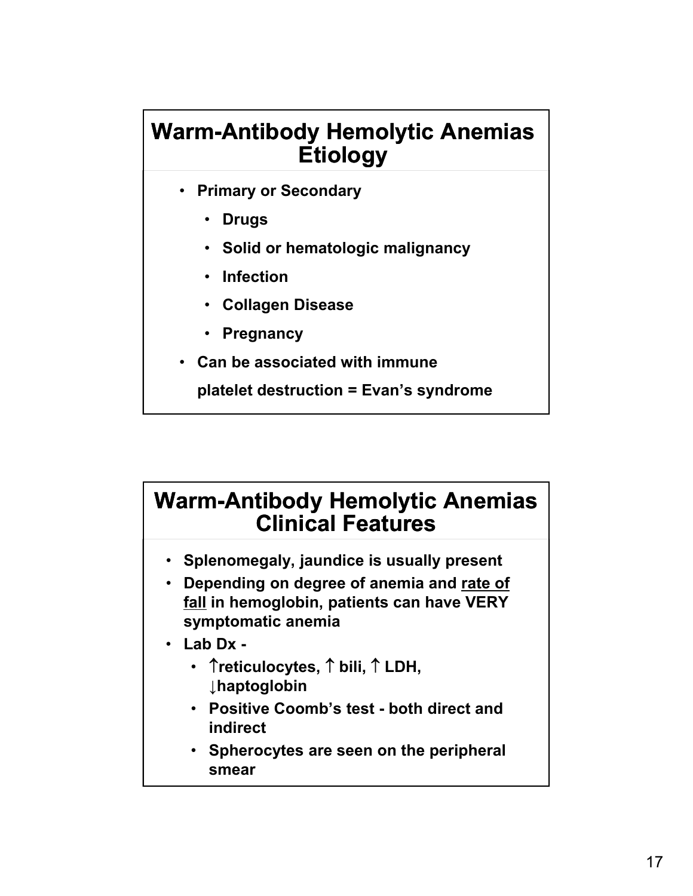## Warm-Antibody Hemolytic Anemias Etiology

- **Primary or Secondary**
  - **Drugs**
  - **Solid or hematologic malignancy**
  - **Infection**
  - **Collagen Disease**
  - **Pregnancy**
- **Can be associated with immune platelet destruction = Evan's syndrome**

## Warm-Antibody Hemolytic Anemias Clinical Features

- **Splenomegaly, jaundice is usually present**
- **Depending on degree of anemia and <u>rate of fall</u> in hemoglobin, patients can have VERY symptomatic anemia**
- **Lab Dx -**
  - **↑reticulocytes, ↑ bili, ↑ LDH, ↓haptoglobin**
  - **Positive Coomb's test - both direct and indirect**
  - **Spherocytes are seen on the peripheral smear**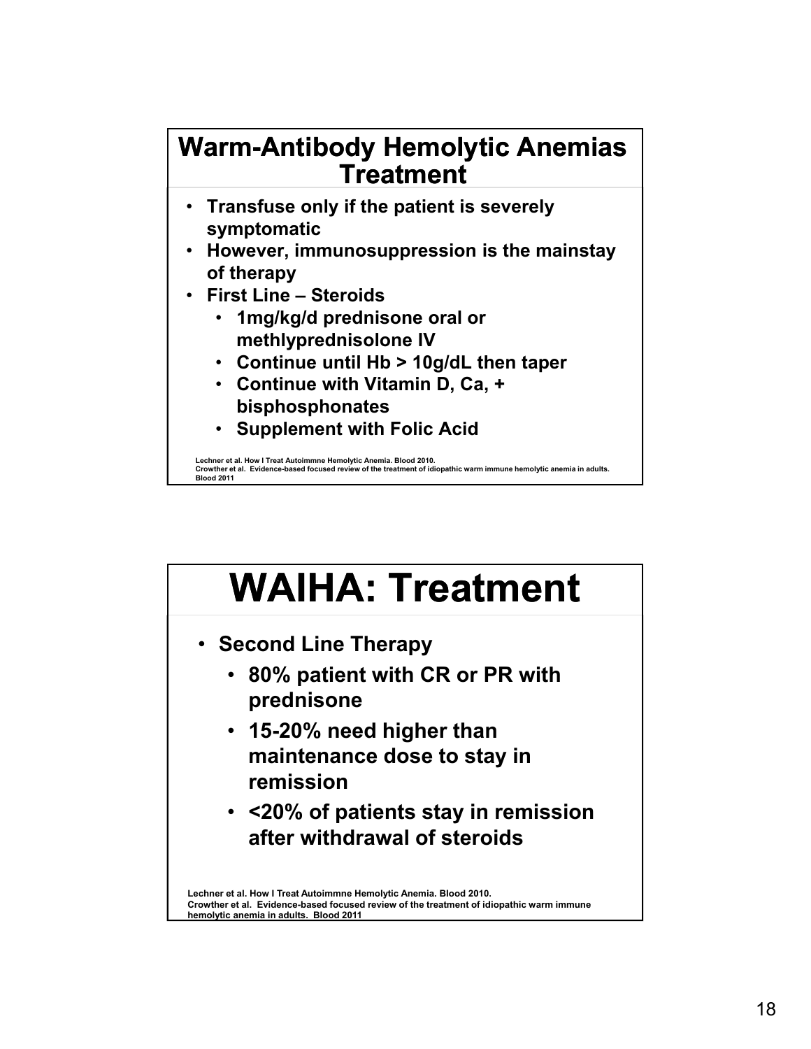## Warm-Antibody Hemolytic Anemias Treatment

- Transfuse only if the patient is severely symptomatic
- However, immunosuppression is the mainstay of therapy
- First Line – Steroids
  - 1mg/kg/d prednisone oral or methlyprednisolone IV
  - Continue until Hb > 10g/dL then taper
  - Continue with Vitamin D, Ca, + bisphosphonates
  - Supplement with Folic Acid

Lechner et al. How I Treat Autoimmne Hemolytic Anemia. Blood 2010.
Crowther et al. Evidence-based focused review of the treatment of idiopathic warm immune hemolytic anemia in adults. Blood 2011

## WAIHA: Treatment

- Second Line Therapy
  - 80% patient with CR or PR with prednisone
  - 15-20% need higher than maintenance dose to stay in remission
  - <20% of patients stay in remission after withdrawal of steroids

Lechner et al. How I Treat Autoimmne Hemolytic Anemia. Blood 2010.
Crowther et al. Evidence-based focused review of the treatment of idiopathic warm immune hemolytic anemia in adults. Blood 2011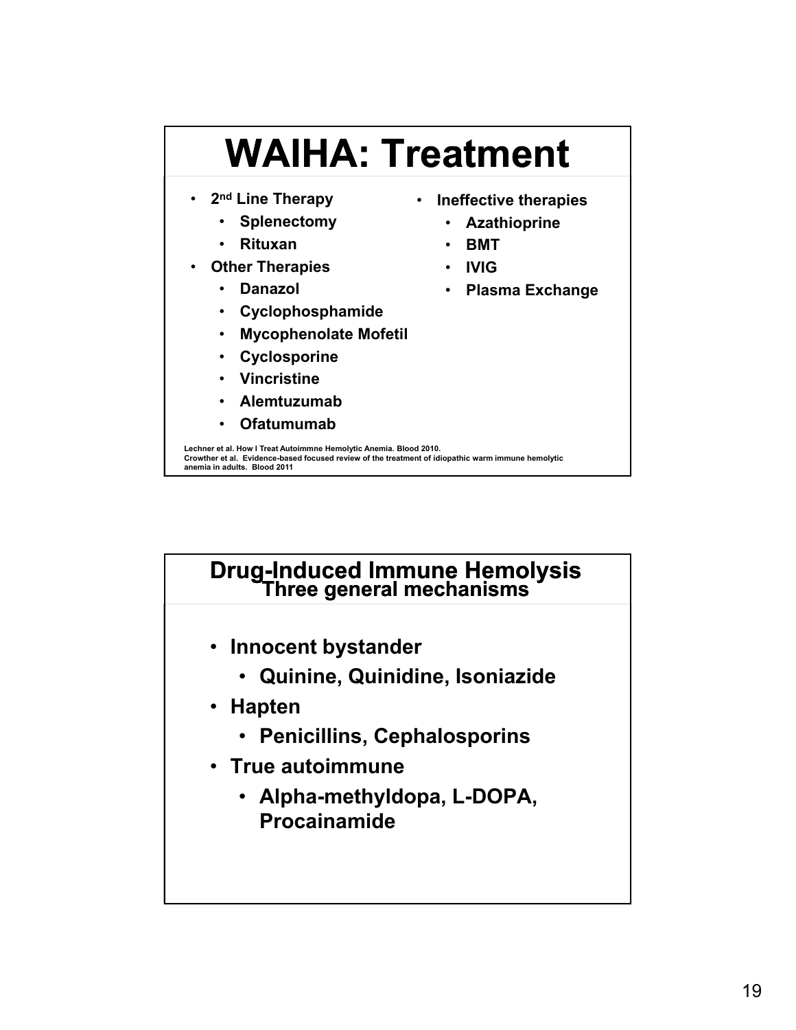# WAIHA: Treatment

- 2nd Line Therapy
  - Splenectomy
  - Rituxan
- Other Therapies
  - Danazol
  - Cyclophosphamide
  - Mycophenolate Mofetil
  - Cyclosporine
  - Vincristine
  - Alemtuzumab
  - Ofatumumab
- Ineffective therapies
  - Azathioprine
  - BMT
  - IVIG
  - Plasma Exchange

Lechner et al. How I Treat Autoimmne Hemolytic Anemia. Blood 2010.
Crowther et al. Evidence-based focused review of the treatment of idiopathic warm immune hemolytic anemia in adults. Blood 2011

# Drug-Induced Immune Hemolysis

## Three general mechanisms

- Innocent bystander
  - Quinine, Quinidine, Isoniazide
- Hapten
  - Penicillins, Cephalosporins
- True autoimmune
  - Alpha-methyldopa, L-DOPA, Procainamide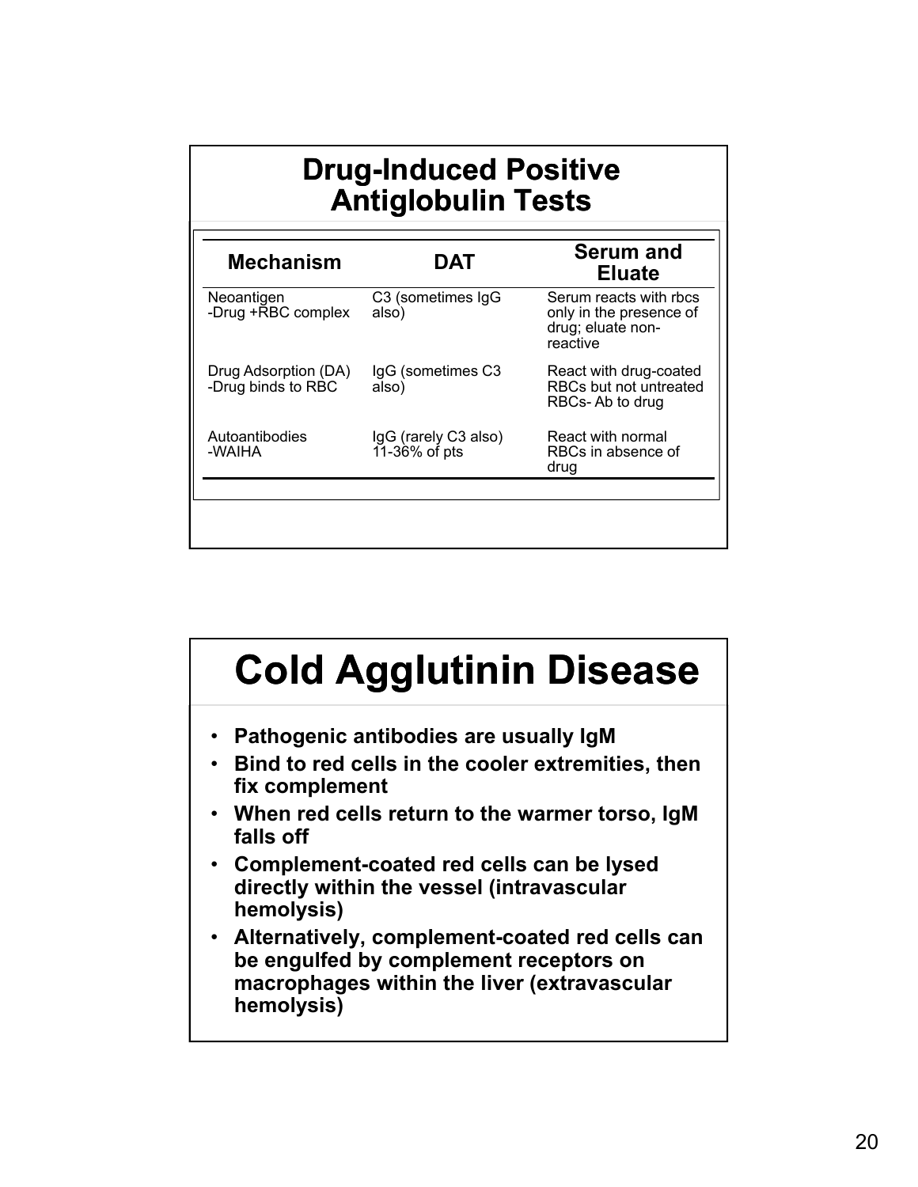## Drug-Induced Positive Antiglobulin Tests

| Mechanism | DAT | Serum and Eluate |
|---|---|---|
| Neoantigen -Drug +RBC complex | C3 (sometimes IgG also) | Serum reacts with rbcs only in the presence of drug; eluate non-reactive |
| Drug Adsorption (DA) -Drug binds to RBC | IgG (sometimes C3 also) | React with drug-coated RBCs but not untreated RBCs- Ab to drug |
| Autoantibodies -WAIHA | IgG (rarely C3 also) 11-36% of pts | React with normal RBCs in absence of drug |

## Cold Agglutinin Disease

- **Pathogenic antibodies are usually IgM**
- **Bind to red cells in the cooler extremities, then fix complement**
- **When red cells return to the warmer torso, IgM falls off**
- **Complement-coated red cells can be lysed directly within the vessel (intravascular hemolysis)**
- **Alternatively, complement-coated red cells can be engulfed by complement receptors on macrophages within the liver (extravascular hemolysis)**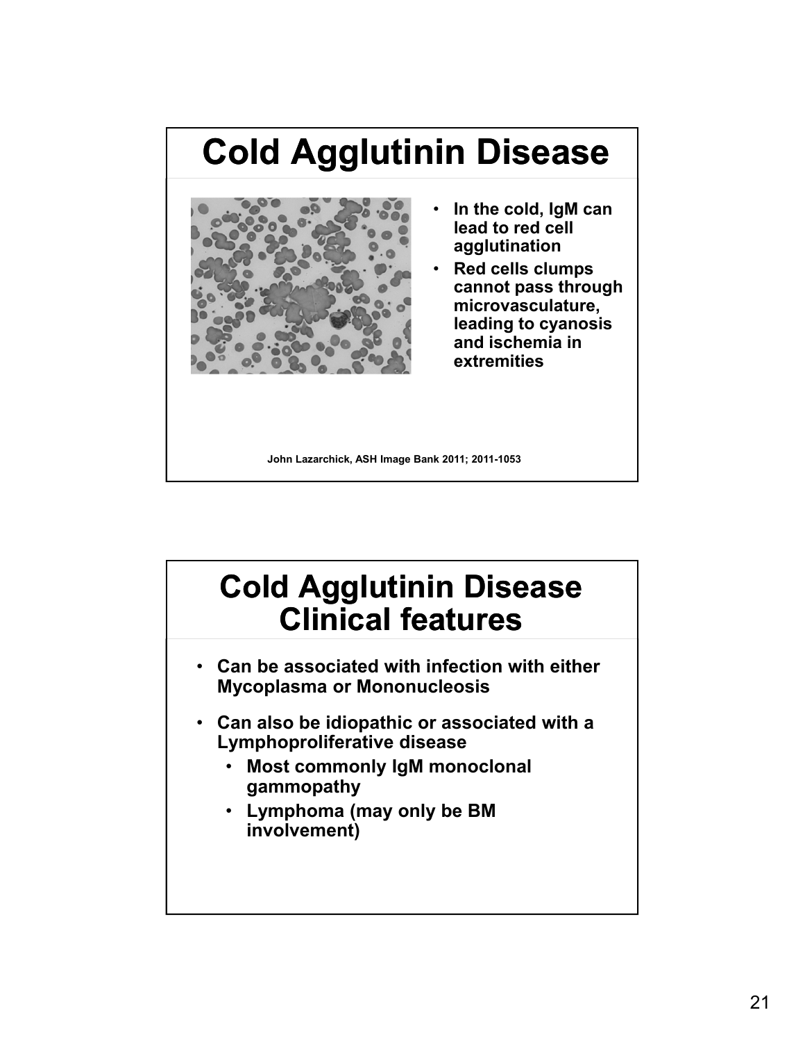# Cold Agglutinin Disease

- In the cold, IgM can lead to red cell agglutination
- Red cells clumps cannot pass through microvasculature, leading to cyanosis and ischemia in extremities

John Lazarchick, ASH Image Bank 2011; 2011-1053

# Cold Agglutinin Disease Clinical features

- Can be associated with infection with either Mycoplasma or Mononucleosis
- Can also be idiopathic or associated with a Lymphoproliferative disease
  - Most commonly IgM monoclonal gammopathy
  - Lymphoma (may only be BM involvement)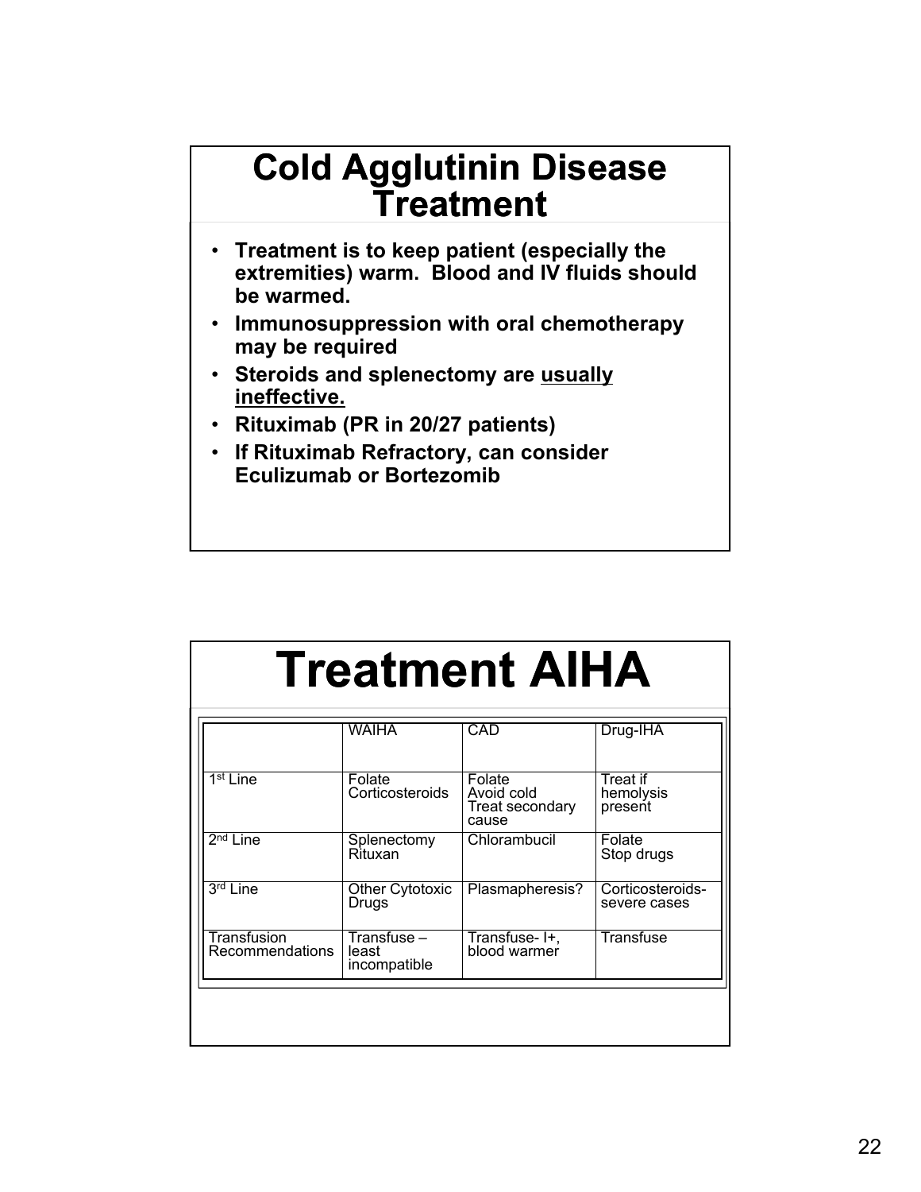# Cold Agglutinin Disease Treatment

- Treatment is to keep patient (especially the extremities) warm. Blood and IV fluids should be warmed.
- Immunosuppression with oral chemotherapy may be required
- Steroids and splenectomy are <u>usually ineffective.</u>
- Rituximab (PR in 20/27 patients)
- If Rituximab Refractory, can consider Eculizumab or Bortezomib

# Treatment AIHA

| | WAIHA | CAD | Drug-IHA |
|---|---|---|---|
| 1st Line | Folate Corticosteroids | Folate Avoid cold Treat secondary cause | Treat if hemolysis present |
| 2nd Line | Splenectomy Rituxan | Chlorambucil | Folate Stop drugs |
| 3rd Line | Other Cytotoxic Drugs | Plasmapheresis? | Corticosteroids- severe cases |
| Transfusion Recommendations | Transfuse – least incompatible | Transfuse- I+, blood warmer | Transfuse |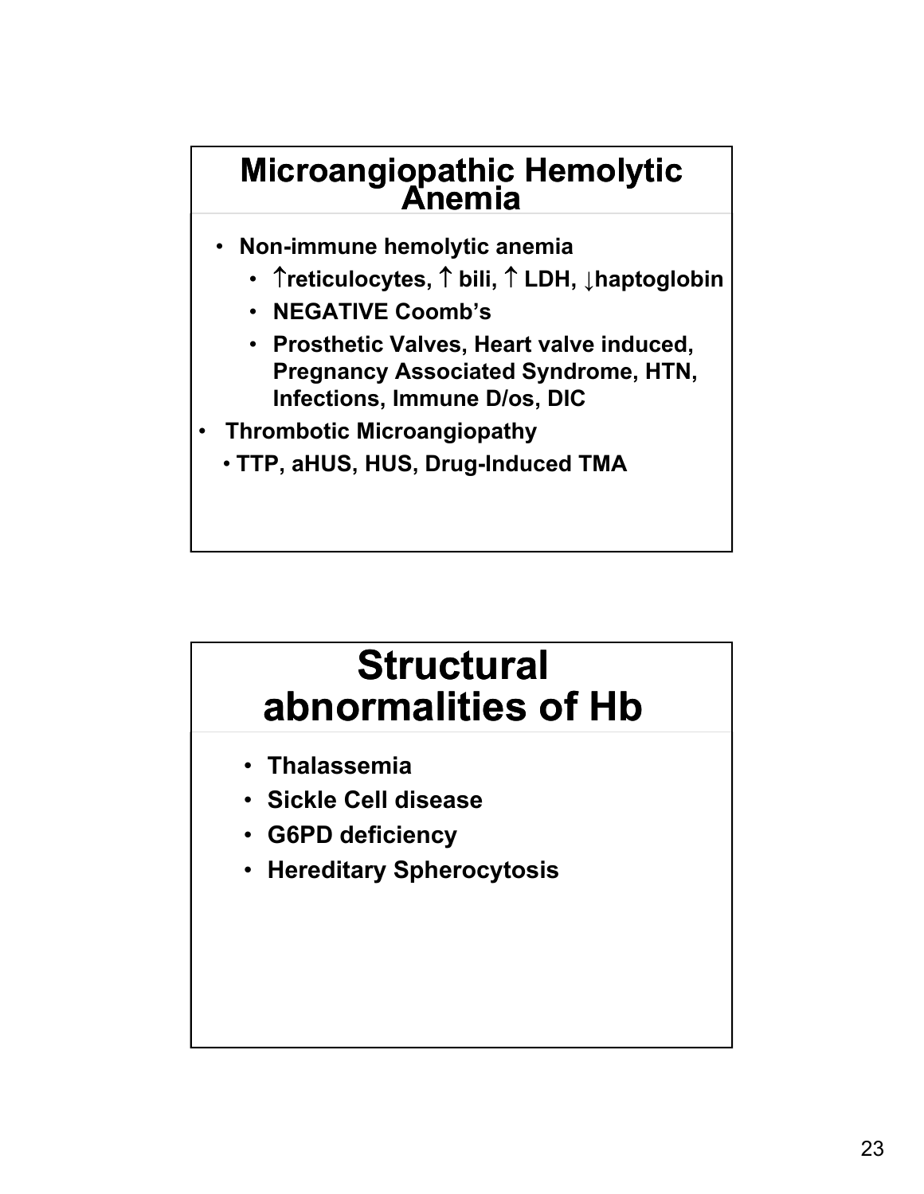## Microangiopathic Hemolytic Anemia

- **Non-immune hemolytic anemia**
  - **↑reticulocytes, ↑ bili, ↑ LDH, ↓haptoglobin**
  - **NEGATIVE Coomb's**
  - **Prosthetic Valves, Heart valve induced, Pregnancy Associated Syndrome, HTN, Infections, Immune D/os, DIC**
- **Thrombotic Microangiopathy**
  - **TTP, aHUS, HUS, Drug-Induced TMA**

## Structural abnormalities of Hb

- **Thalassemia**
- **Sickle Cell disease**
- **G6PD deficiency**
- **Hereditary Spherocytosis**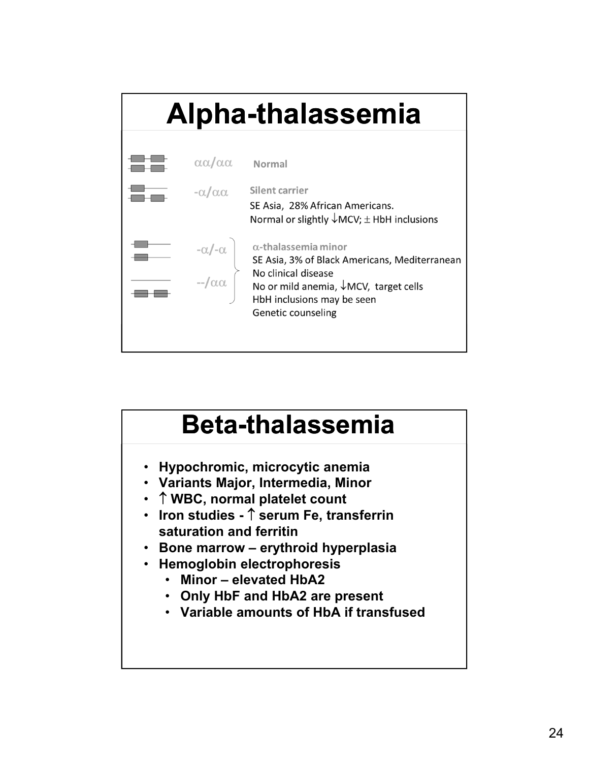# Alpha-thalassemia

| Genotype | Description |
| --- | --- |
| αα/αα | **Normal** |
| -α/αα | **Silent carrier**<br>SE Asia, 28% African Americans.<br>Normal or slightly ↓MCV; ± HbH inclusions |
| -α/-α<br>--/αα | **α-thalassemia minor**<br>SE Asia, 3% of Black Americans, Mediterranean<br>No clinical disease<br>No or mild anemia, ↓MCV, target cells<br>HbH inclusions may be seen<br>Genetic counseling |

# Beta-thalassemia

- **Hypochromic, microcytic anemia**
- **Variants Major, Intermedia, Minor**
- **↑ WBC, normal platelet count**
- **Iron studies - ↑ serum Fe, transferrin saturation and ferritin**
- **Bone marrow – erythroid hyperplasia**
- **Hemoglobin electrophoresis**
  - **Minor – elevated HbA2**
  - **Only HbF and HbA2 are present**
  - **Variable amounts of HbA if transfused**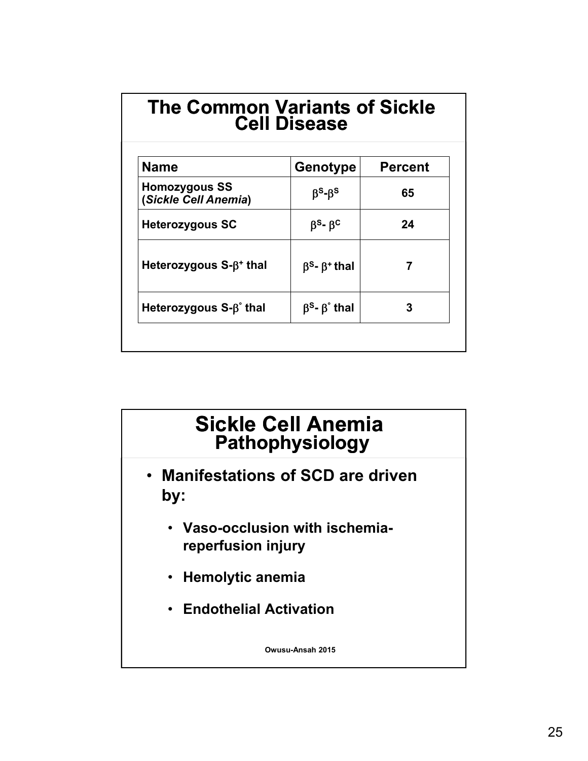## The Common Variants of Sickle Cell Disease

| Name | Genotype | Percent |
|---|---|---|
| **Homozygous SS (*Sickle Cell Anemia*)** | $\beta^S$-$\beta^S$ | 65 |
| **Heterozygous SC** | $\beta^S$- $\beta^C$ | 24 |
| **Heterozygous S-$\beta^+$ thal** | $\beta^S$- $\beta^+$ thal | 7 |
| **Heterozygous S-$\beta^\circ$ thal** | $\beta^S$- $\beta^\circ$ thal | 3 |

## Sickle Cell Anemia Pathophysiology

- **Manifestations of SCD are driven by:**
  - **Vaso-occlusion with ischemia-reperfusion injury**
  - **Hemolytic anemia**
  - **Endothelial Activation**

**Owusu-Ansah 2015**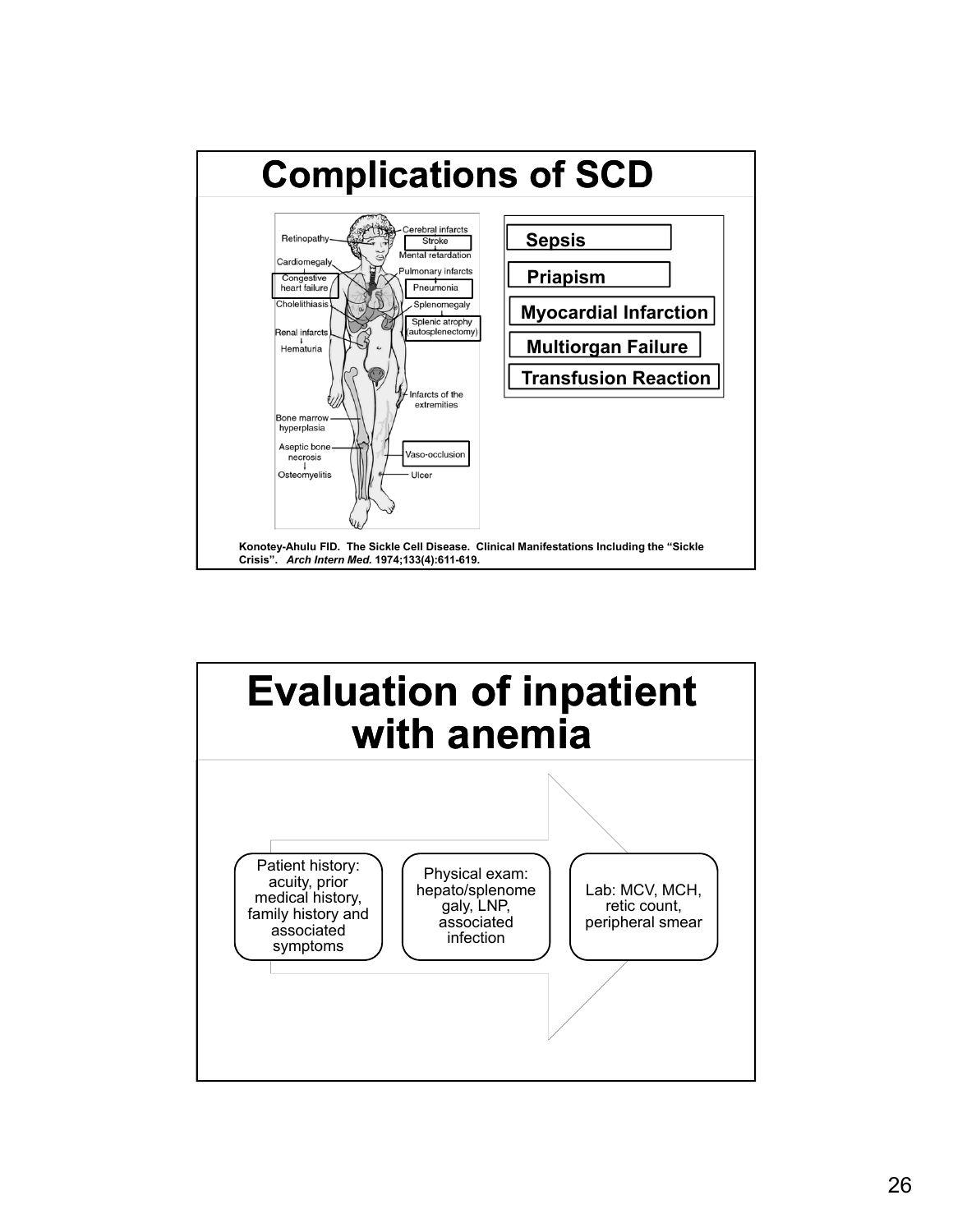# Complications of SCD

Retinopathy

Cerebral infarcts → Stroke

Mental retardation

Cardiomegaly → Congestive heart failure

Pulmonary infarcts → Pneumonia

Cholelithiasis

Splenomegaly → Splenic atrophy (autosplenectomy)

Renal infarcts → Hematuria

Infarcts of the extremities

Bone marrow hyperplasia

Aseptic bone necrosis → Osteomyelitis

Vaso-occlusion

Ulcer

- **Sepsis**
- **Priapism**
- **Myocardial Infarction**
- **Multiorgan Failure**
- **Transfusion Reaction**

**Konotey-Ahulu FID. The Sickle Cell Disease. Clinical Manifestations Including the "Sickle Crisis".** ***Arch Intern Med.*** **1974;133(4):611-619.**

# Evaluation of inpatient with anemia

Patient history: acuity, prior medical history, family history and associated symptoms → Physical exam: hepato/splenomegaly, LNP, associated infection → Lab: MCV, MCH, retic count, peripheral smear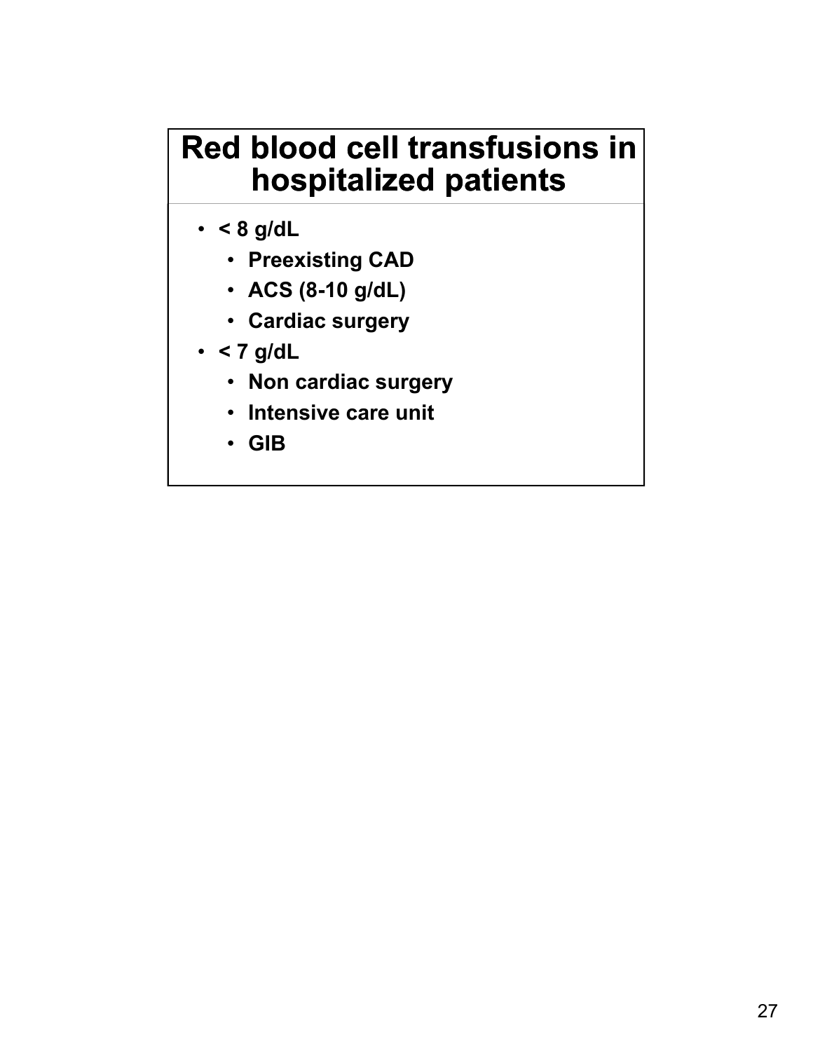# Red blood cell transfusions in hospitalized patients

- **< 8 g/dL**
  - **Preexisting CAD**
  - **ACS (8-10 g/dL)**
  - **Cardiac surgery**
- **< 7 g/dL**
  - **Non cardiac surgery**
  - **Intensive care unit**
  - **GIB**